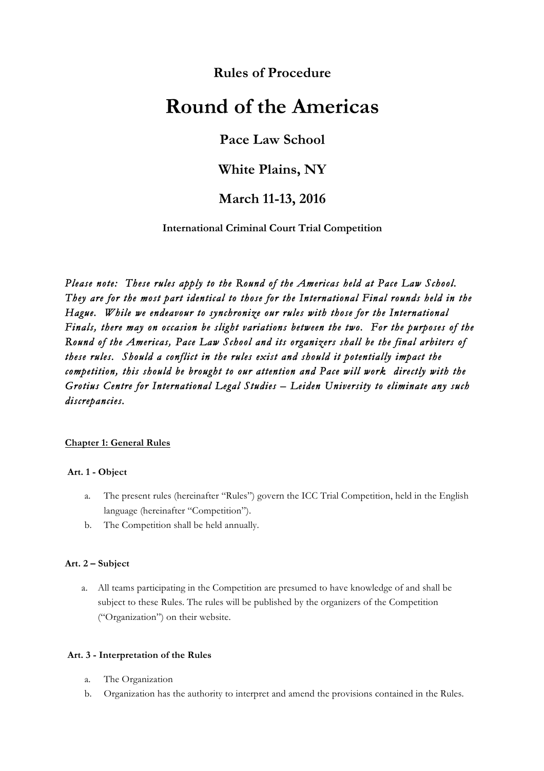**Rules of Procedure**

# Round of the Americas

## Pace Law School

## White Plains, NY

## March 11-13, 2016

**International Criminal Court Trial Competition**

*Please note: These rules apply to the Round of the Americas held at Pace Law School. They are for the most part identical to those for the International Final rounds held in the Hague. While we endeavour to synchronize our rules with those for the International Finals, there may on occasion be slight variations between the two. For the purposes of the Round of the Americas, Pace Law School and its organizers shall be the final arbiters of these rules. Should a conflict in the rules exist and should it potentially impact the competition, this should be brought to our attention and Pace will work directly with the Grotius Centre for International Legal Studies – Leiden University to eliminate any such discrepancies.*

**Chapter 1: General Rules**

**Art. 1 - Object**

a. The present rules (hereinafter "Rules") govern the ICC Trial Competition, held in the English language (hereinafter "Competition").
b. The Competition shall be held annually.

**Art. 2 – Subject**

a. All teams participating in the Competition are presumed to have knowledge of and shall be subject to these Rules. The rules will be published by the organizers of the Competition ("Organization") on their website.

**Art. 3 - Interpretation of the Rules**

a. The Organization
b. Organization has the authority to interpret and amend the provisions contained in the Rules.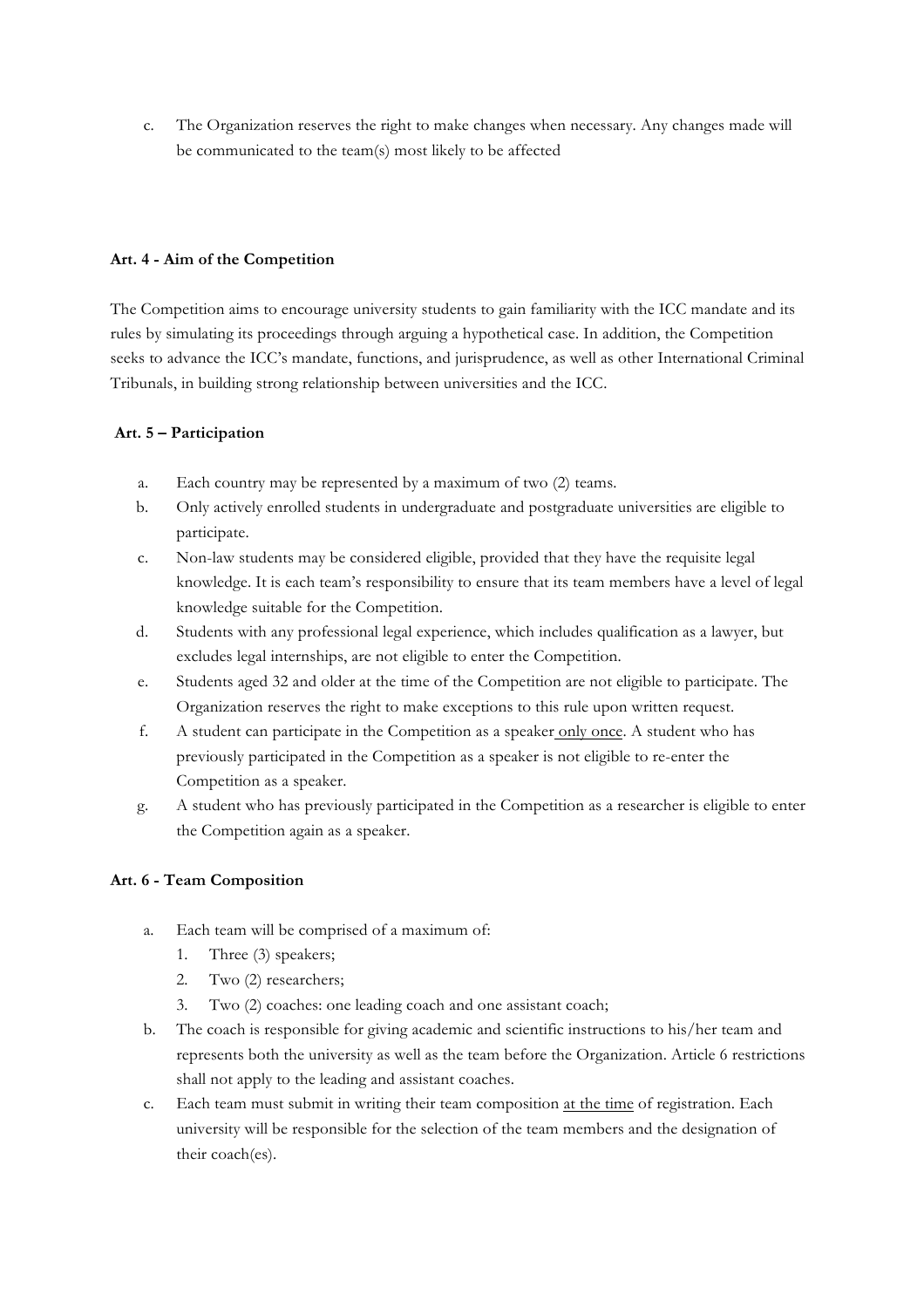c. The Organization reserves the right to make changes when necessary. Any changes made will be communicated to the team(s) most likely to be affected

**Art. 4 - Aim of the Competition**

The Competition aims to encourage university students to gain familiarity with the ICC mandate and its rules by simulating its proceedings through arguing a hypothetical case. In addition, the Competition seeks to advance the ICC's mandate, functions, and jurisprudence, as well as other International Criminal Tribunals, in building strong relationship between universities and the ICC.

**Art. 5 – Participation**

a. Each country may be represented by a maximum of two (2) teams.
b. Only actively enrolled students in undergraduate and postgraduate universities are eligible to participate.
c. Non-law students may be considered eligible, provided that they have the requisite legal knowledge. It is each team's responsibility to ensure that its team members have a level of legal knowledge suitable for the Competition.
d. Students with any professional legal experience, which includes qualification as a lawyer, but excludes legal internships, are not eligible to enter the Competition.
e. Students aged 32 and older at the time of the Competition are not eligible to participate. The Organization reserves the right to make exceptions to this rule upon written request.
f. A student can participate in the Competition as a speaker only once. A student who has previously participated in the Competition as a speaker is not eligible to re-enter the Competition as a speaker.
g. A student who has previously participated in the Competition as a researcher is eligible to enter the Competition again as a speaker.

**Art. 6 - Team Composition**

a. Each team will be comprised of a maximum of:
   1. Three (3) speakers;
   2. Two (2) researchers;
   3. Two (2) coaches: one leading coach and one assistant coach;
b. The coach is responsible for giving academic and scientific instructions to his/her team and represents both the university as well as the team before the Organization. Article 6 restrictions shall not apply to the leading and assistant coaches.
c. Each team must submit in writing their team composition at the time of registration. Each university will be responsible for the selection of the team members and the designation of their coach(es).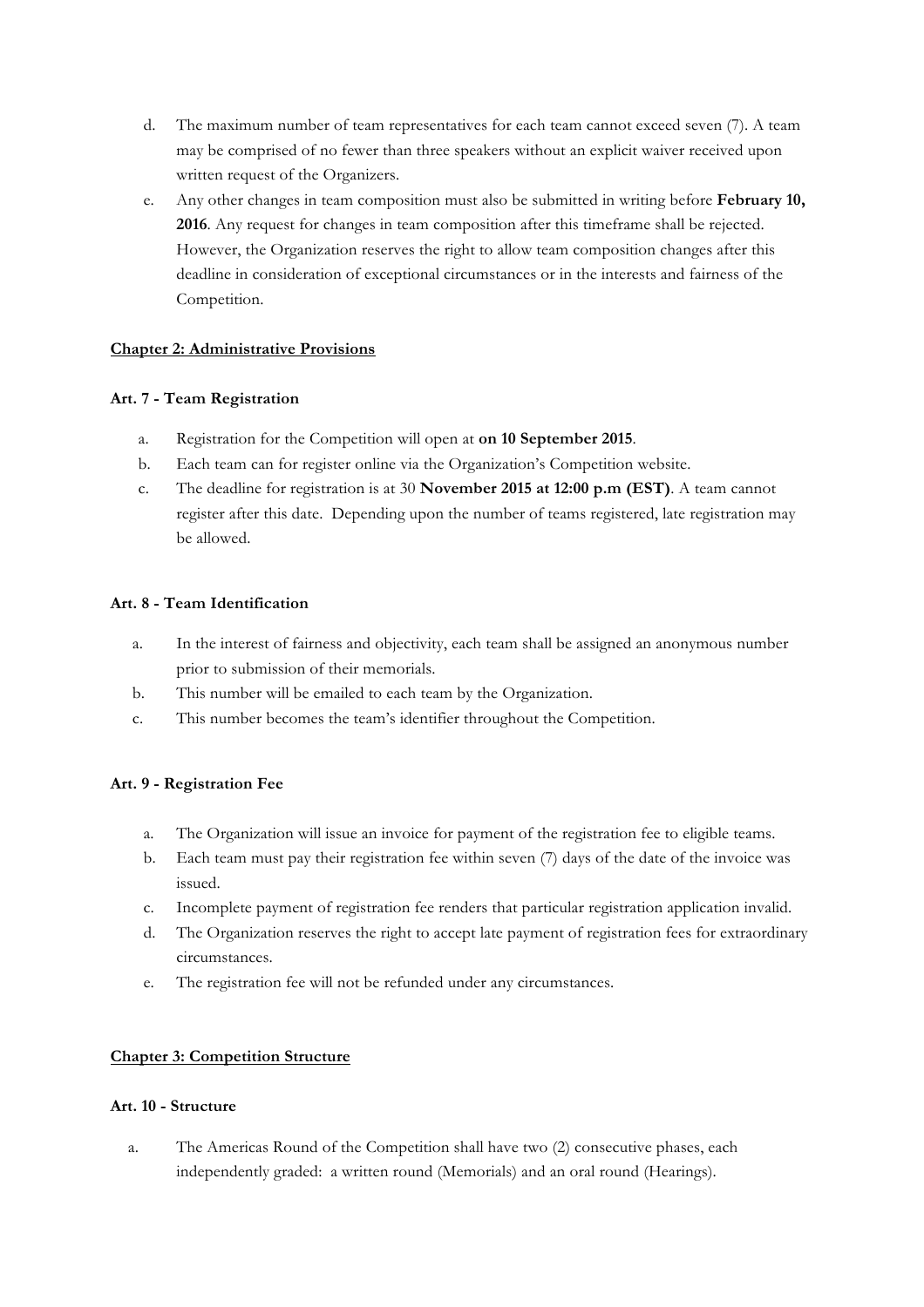d. The maximum number of team representatives for each team cannot exceed seven (7). A team may be comprised of no fewer than three speakers without an explicit waiver received upon written request of the Organizers.

e. Any other changes in team composition must also be submitted in writing before **February 10, 2016**. Any request for changes in team composition after this timeframe shall be rejected. However, the Organization reserves the right to allow team composition changes after this deadline in consideration of exceptional circumstances or in the interests and fairness of the Competition.

## Chapter 2: Administrative Provisions

### Art. 7 - Team Registration

a. Registration for the Competition will open at **on 10 September 2015**.

b. Each team can for register online via the Organization's Competition website.

c. The deadline for registration is at 30 **November 2015 at 12:00 p.m (EST)**. A team cannot register after this date. Depending upon the number of teams registered, late registration may be allowed.

### Art. 8 - Team Identification

a. In the interest of fairness and objectivity, each team shall be assigned an anonymous number prior to submission of their memorials.

b. This number will be emailed to each team by the Organization.

c. This number becomes the team's identifier throughout the Competition.

### Art. 9 - Registration Fee

a. The Organization will issue an invoice for payment of the registration fee to eligible teams.

b. Each team must pay their registration fee within seven (7) days of the date of the invoice was issued.

c. Incomplete payment of registration fee renders that particular registration application invalid.

d. The Organization reserves the right to accept late payment of registration fees for extraordinary circumstances.

e. The registration fee will not be refunded under any circumstances.

## Chapter 3: Competition Structure

### Art. 10 - Structure

a. The Americas Round of the Competition shall have two (2) consecutive phases, each independently graded: a written round (Memorials) and an oral round (Hearings).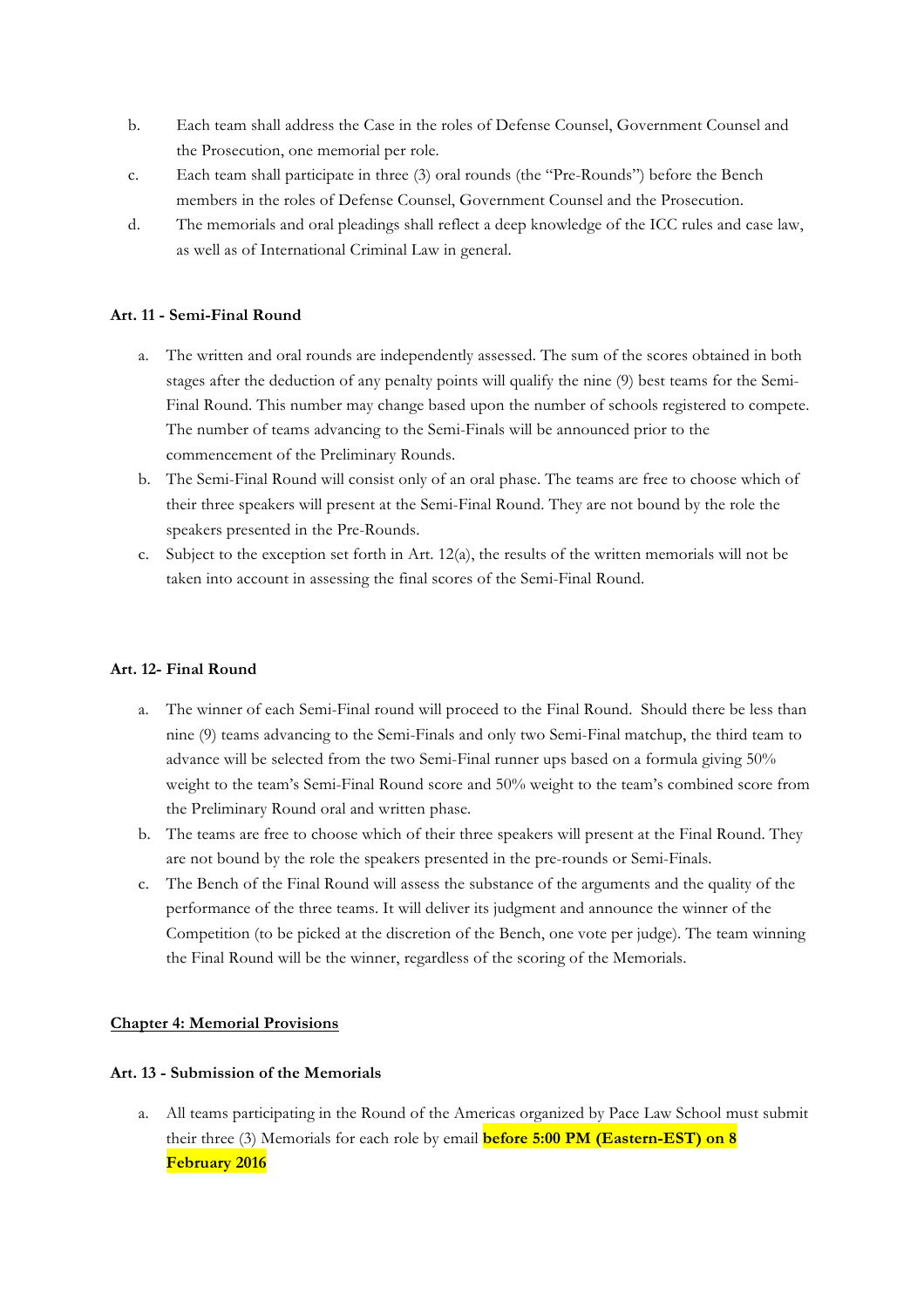b. Each team shall address the Case in the roles of Defense Counsel, Government Counsel and the Prosecution, one memorial per role.

c. Each team shall participate in three (3) oral rounds (the "Pre-Rounds") before the Bench members in the roles of Defense Counsel, Government Counsel and the Prosecution.

d. The memorials and oral pleadings shall reflect a deep knowledge of the ICC rules and case law, as well as of International Criminal Law in general.

**Art. 11 - Semi-Final Round**

a. The written and oral rounds are independently assessed. The sum of the scores obtained in both stages after the deduction of any penalty points will qualify the nine (9) best teams for the Semi-Final Round. This number may change based upon the number of schools registered to compete. The number of teams advancing to the Semi-Finals will be announced prior to the commencement of the Preliminary Rounds.

b. The Semi-Final Round will consist only of an oral phase. The teams are free to choose which of their three speakers will present at the Semi-Final Round. They are not bound by the role the speakers presented in the Pre-Rounds.

c. Subject to the exception set forth in Art. 12(a), the results of the written memorials will not be taken into account in assessing the final scores of the Semi-Final Round.

**Art. 12- Final Round**

a. The winner of each Semi-Final round will proceed to the Final Round. Should there be less than nine (9) teams advancing to the Semi-Finals and only two Semi-Final matchup, the third team to advance will be selected from the two Semi-Final runner ups based on a formula giving 50% weight to the team's Semi-Final Round score and 50% weight to the team's combined score from the Preliminary Round oral and written phase.

b. The teams are free to choose which of their three speakers will present at the Final Round. They are not bound by the role the speakers presented in the pre-rounds or Semi-Finals.

c. The Bench of the Final Round will assess the substance of the arguments and the quality of the performance of the three teams. It will deliver its judgment and announce the winner of the Competition (to be picked at the discretion of the Bench, one vote per judge). The team winning the Final Round will be the winner, regardless of the scoring of the Memorials.

## Chapter 4: Memorial Provisions

**Art. 13 - Submission of the Memorials**

a. All teams participating in the Round of the Americas organized by Pace Law School must submit their three (3) Memorials for each role by email **before 5:00 PM (Eastern-EST) on 8 February 2016**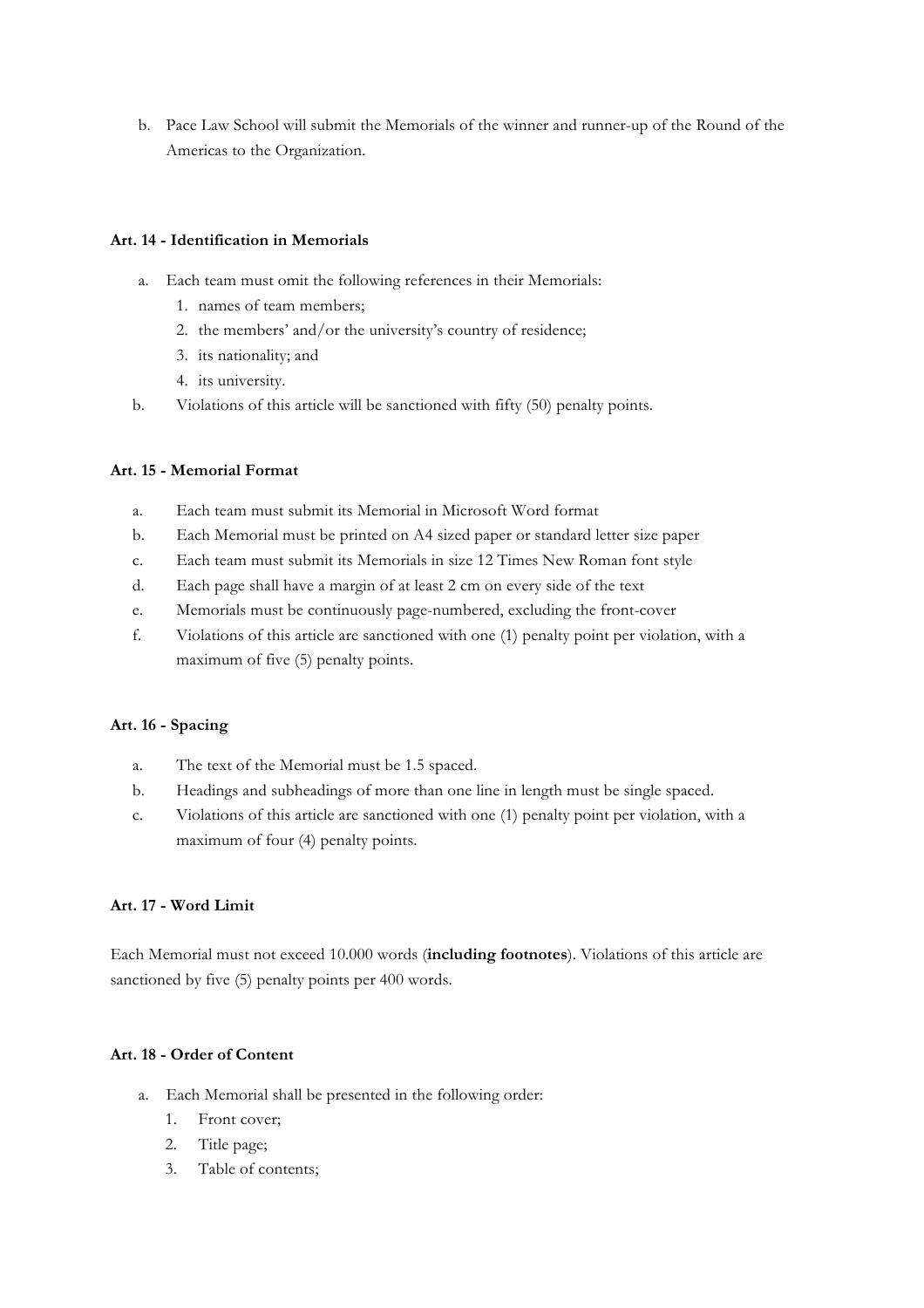b. Pace Law School will submit the Memorials of the winner and runner-up of the Round of the Americas to the Organization.

**Art. 14 - Identification in Memorials**

a. Each team must omit the following references in their Memorials:
   1. names of team members;
   2. the members' and/or the university's country of residence;
   3. its nationality; and
   4. its university.

b. Violations of this article will be sanctioned with fifty (50) penalty points.

**Art. 15 - Memorial Format**

a. Each team must submit its Memorial in Microsoft Word format

b. Each Memorial must be printed on A4 sized paper or standard letter size paper

c. Each team must submit its Memorials in size 12 Times New Roman font style

d. Each page shall have a margin of at least 2 cm on every side of the text

e. Memorials must be continuously page-numbered, excluding the front-cover

f. Violations of this article are sanctioned with one (1) penalty point per violation, with a maximum of five (5) penalty points.

**Art. 16 - Spacing**

a. The text of the Memorial must be 1.5 spaced.

b. Headings and subheadings of more than one line in length must be single spaced.

c. Violations of this article are sanctioned with one (1) penalty point per violation, with a maximum of four (4) penalty points.

**Art. 17 - Word Limit**

Each Memorial must not exceed 10.000 words (**including footnotes**). Violations of this article are sanctioned by five (5) penalty points per 400 words.

**Art. 18 - Order of Content**

a. Each Memorial shall be presented in the following order:
   1. Front cover;
   2. Title page;
   3. Table of contents;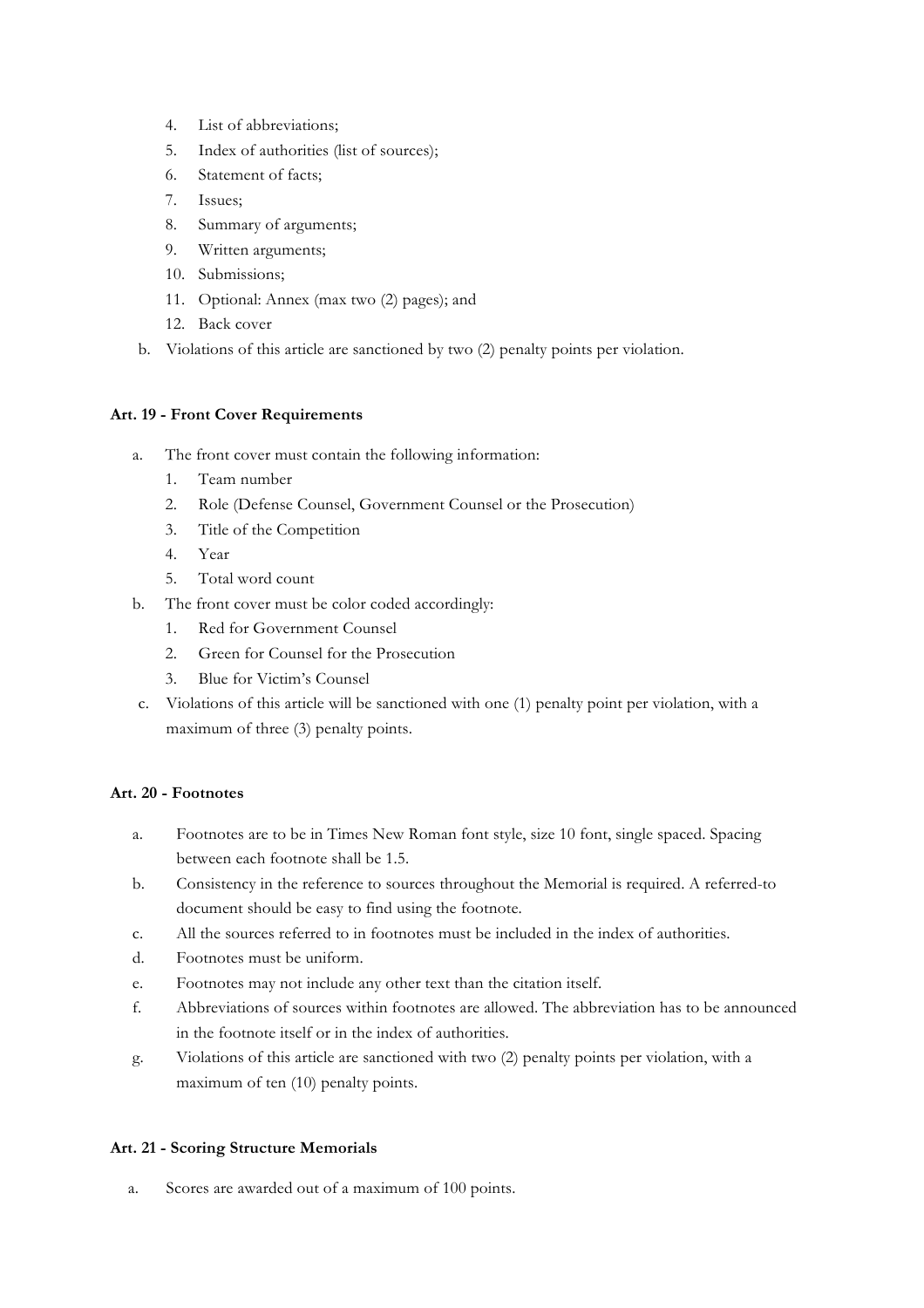4. List of abbreviations;
5. Index of authorities (list of sources);
6. Statement of facts;
7. Issues;
8. Summary of arguments;
9. Written arguments;
10. Submissions;
11. Optional: Annex (max two (2) pages); and
12. Back cover

b. Violations of this article are sanctioned by two (2) penalty points per violation.

**Art. 19 - Front Cover Requirements**

a. The front cover must contain the following information:
   1. Team number
   2. Role (Defense Counsel, Government Counsel or the Prosecution)
   3. Title of the Competition
   4. Year
   5. Total word count
b. The front cover must be color coded accordingly:
   1. Red for Government Counsel
   2. Green for Counsel for the Prosecution
   3. Blue for Victim's Counsel
c. Violations of this article will be sanctioned with one (1) penalty point per violation, with a maximum of three (3) penalty points.

**Art. 20 - Footnotes**

a. Footnotes are to be in Times New Roman font style, size 10 font, single spaced. Spacing between each footnote shall be 1.5.
b. Consistency in the reference to sources throughout the Memorial is required. A referred-to document should be easy to find using the footnote.
c. All the sources referred to in footnotes must be included in the index of authorities.
d. Footnotes must be uniform.
e. Footnotes may not include any other text than the citation itself.
f. Abbreviations of sources within footnotes are allowed. The abbreviation has to be announced in the footnote itself or in the index of authorities.
g. Violations of this article are sanctioned with two (2) penalty points per violation, with a maximum of ten (10) penalty points.

**Art. 21 - Scoring Structure Memorials**

a. Scores are awarded out of a maximum of 100 points.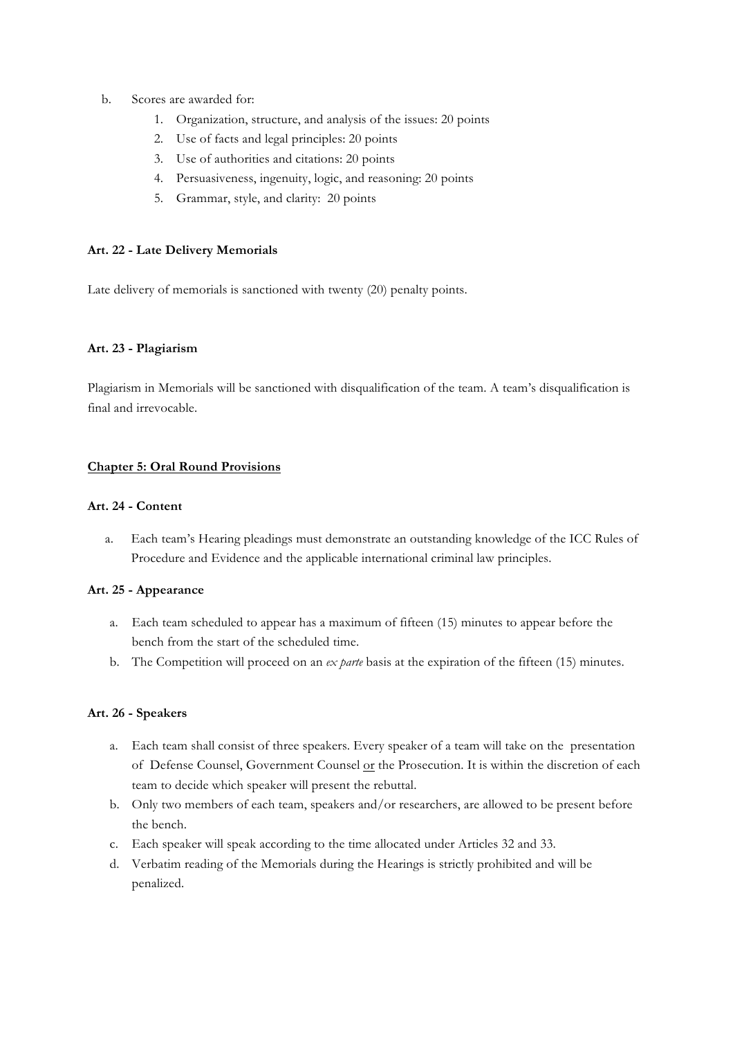b. Scores are awarded for:
    1. Organization, structure, and analysis of the issues: 20 points
    2. Use of facts and legal principles: 20 points
    3. Use of authorities and citations: 20 points
    4. Persuasiveness, ingenuity, logic, and reasoning: 20 points
    5. Grammar, style, and clarity: 20 points

**Art. 22 - Late Delivery Memorials**

Late delivery of memorials is sanctioned with twenty (20) penalty points.

**Art. 23 - Plagiarism**

Plagiarism in Memorials will be sanctioned with disqualification of the team. A team's disqualification is final and irrevocable.

## Chapter 5: Oral Round Provisions

**Art. 24 - Content**

a. Each team's Hearing pleadings must demonstrate an outstanding knowledge of the ICC Rules of Procedure and Evidence and the applicable international criminal law principles.

**Art. 25 - Appearance**

a. Each team scheduled to appear has a maximum of fifteen (15) minutes to appear before the bench from the start of the scheduled time.
b. The Competition will proceed on an *ex parte* basis at the expiration of the fifteen (15) minutes.

**Art. 26 - Speakers**

a. Each team shall consist of three speakers. Every speaker of a team will take on the presentation of Defense Counsel, Government Counsel or the Prosecution. It is within the discretion of each team to decide which speaker will present the rebuttal.
b. Only two members of each team, speakers and/or researchers, are allowed to be present before the bench.
c. Each speaker will speak according to the time allocated under Articles 32 and 33.
d. Verbatim reading of the Memorials during the Hearings is strictly prohibited and will be penalized.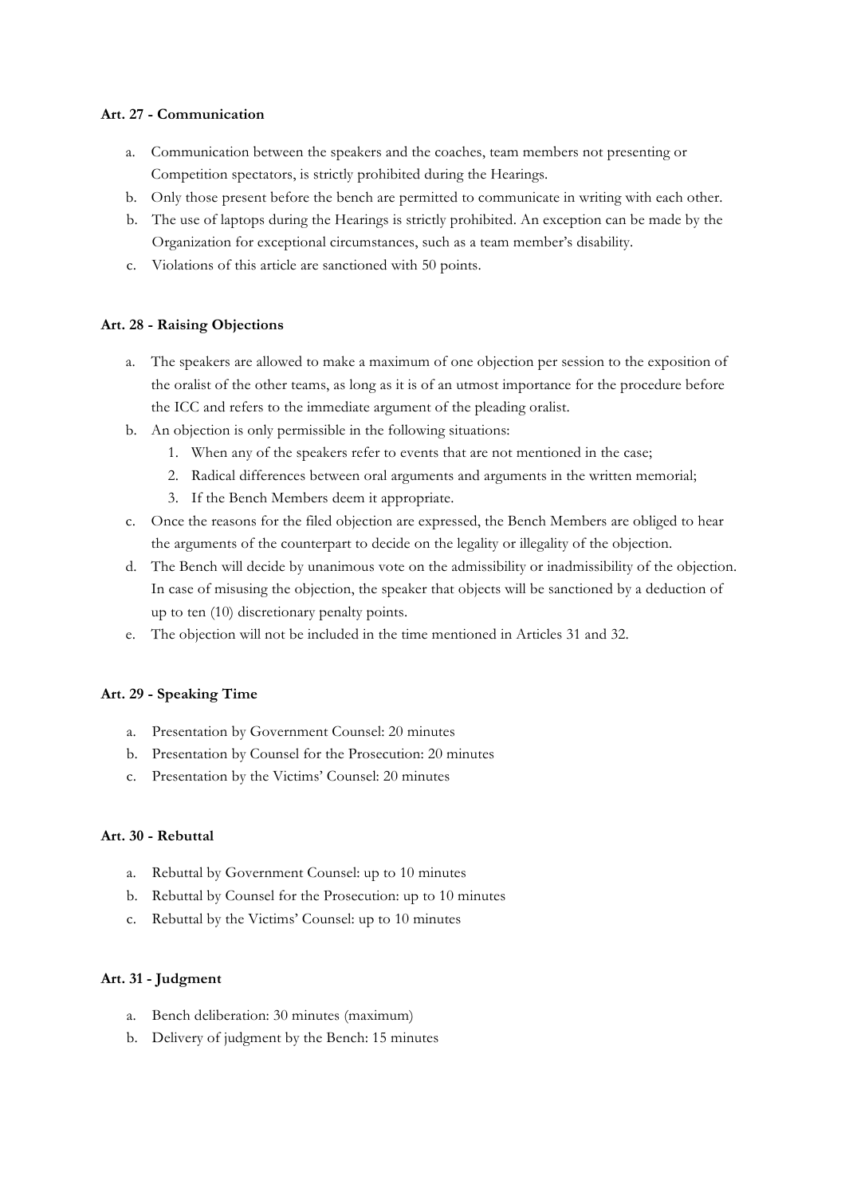**Art. 27 - Communication**

a. Communication between the speakers and the coaches, team members not presenting or Competition spectators, is strictly prohibited during the Hearings.
b. Only those present before the bench are permitted to communicate in writing with each other.
b. The use of laptops during the Hearings is strictly prohibited. An exception can be made by the Organization for exceptional circumstances, such as a team member's disability.
c. Violations of this article are sanctioned with 50 points.

**Art. 28 - Raising Objections**

a. The speakers are allowed to make a maximum of one objection per session to the exposition of the oralist of the other teams, as long as it is of an utmost importance for the procedure before the ICC and refers to the immediate argument of the pleading oralist.
b. An objection is only permissible in the following situations:
   1. When any of the speakers refer to events that are not mentioned in the case;
   2. Radical differences between oral arguments and arguments in the written memorial;
   3. If the Bench Members deem it appropriate.
c. Once the reasons for the filed objection are expressed, the Bench Members are obliged to hear the arguments of the counterpart to decide on the legality or illegality of the objection.
d. The Bench will decide by unanimous vote on the admissibility or inadmissibility of the objection. In case of misusing the objection, the speaker that objects will be sanctioned by a deduction of up to ten (10) discretionary penalty points.
e. The objection will not be included in the time mentioned in Articles 31 and 32.

**Art. 29 - Speaking Time**

a. Presentation by Government Counsel: 20 minutes
b. Presentation by Counsel for the Prosecution: 20 minutes
c. Presentation by the Victims' Counsel: 20 minutes

**Art. 30 - Rebuttal**

a. Rebuttal by Government Counsel: up to 10 minutes
b. Rebuttal by Counsel for the Prosecution: up to 10 minutes
c. Rebuttal by the Victims' Counsel: up to 10 minutes

**Art. 31 - Judgment**

a. Bench deliberation: 30 minutes (maximum)
b. Delivery of judgment by the Bench: 15 minutes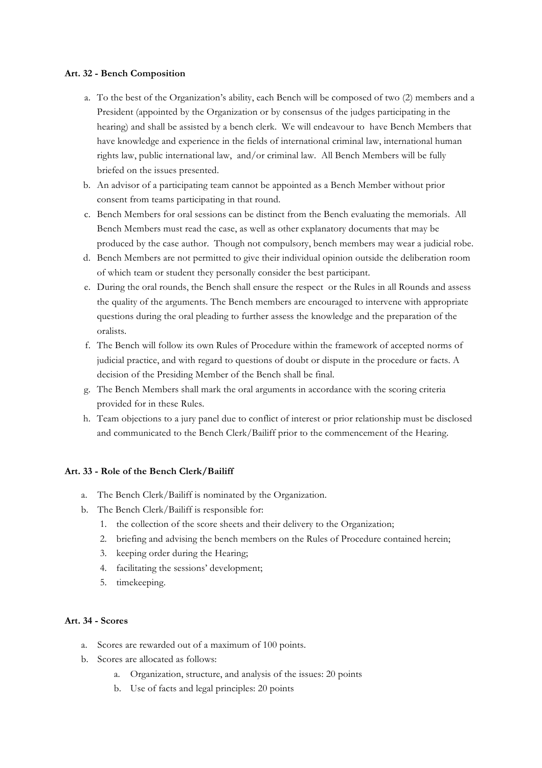**Art. 32 - Bench Composition**

a. To the best of the Organization's ability, each Bench will be composed of two (2) members and a President (appointed by the Organization or by consensus of the judges participating in the hearing) and shall be assisted by a bench clerk. We will endeavour to have Bench Members that have knowledge and experience in the fields of international criminal law, international human rights law, public international law, and/or criminal law. All Bench Members will be fully briefed on the issues presented.

b. An advisor of a participating team cannot be appointed as a Bench Member without prior consent from teams participating in that round.

c. Bench Members for oral sessions can be distinct from the Bench evaluating the memorials. All Bench Members must read the case, as well as other explanatory documents that may be produced by the case author. Though not compulsory, bench members may wear a judicial robe.

d. Bench Members are not permitted to give their individual opinion outside the deliberation room of which team or student they personally consider the best participant.

e. During the oral rounds, the Bench shall ensure the respect or the Rules in all Rounds and assess the quality of the arguments. The Bench members are encouraged to intervene with appropriate questions during the oral pleading to further assess the knowledge and the preparation of the oralists.

f. The Bench will follow its own Rules of Procedure within the framework of accepted norms of judicial practice, and with regard to questions of doubt or dispute in the procedure or facts. A decision of the Presiding Member of the Bench shall be final.

g. The Bench Members shall mark the oral arguments in accordance with the scoring criteria provided for in these Rules.

h. Team objections to a jury panel due to conflict of interest or prior relationship must be disclosed and communicated to the Bench Clerk/Bailiff prior to the commencement of the Hearing.

**Art. 33 - Role of the Bench Clerk/Bailiff**

a. The Bench Clerk/Bailiff is nominated by the Organization.

b. The Bench Clerk/Bailiff is responsible for:
   1. the collection of the score sheets and their delivery to the Organization;
   2. briefing and advising the bench members on the Rules of Procedure contained herein;
   3. keeping order during the Hearing;
   4. facilitating the sessions' development;
   5. timekeeping.

**Art. 34 - Scores**

a. Scores are rewarded out of a maximum of 100 points.

b. Scores are allocated as follows:
   a. Organization, structure, and analysis of the issues: 20 points
   b. Use of facts and legal principles: 20 points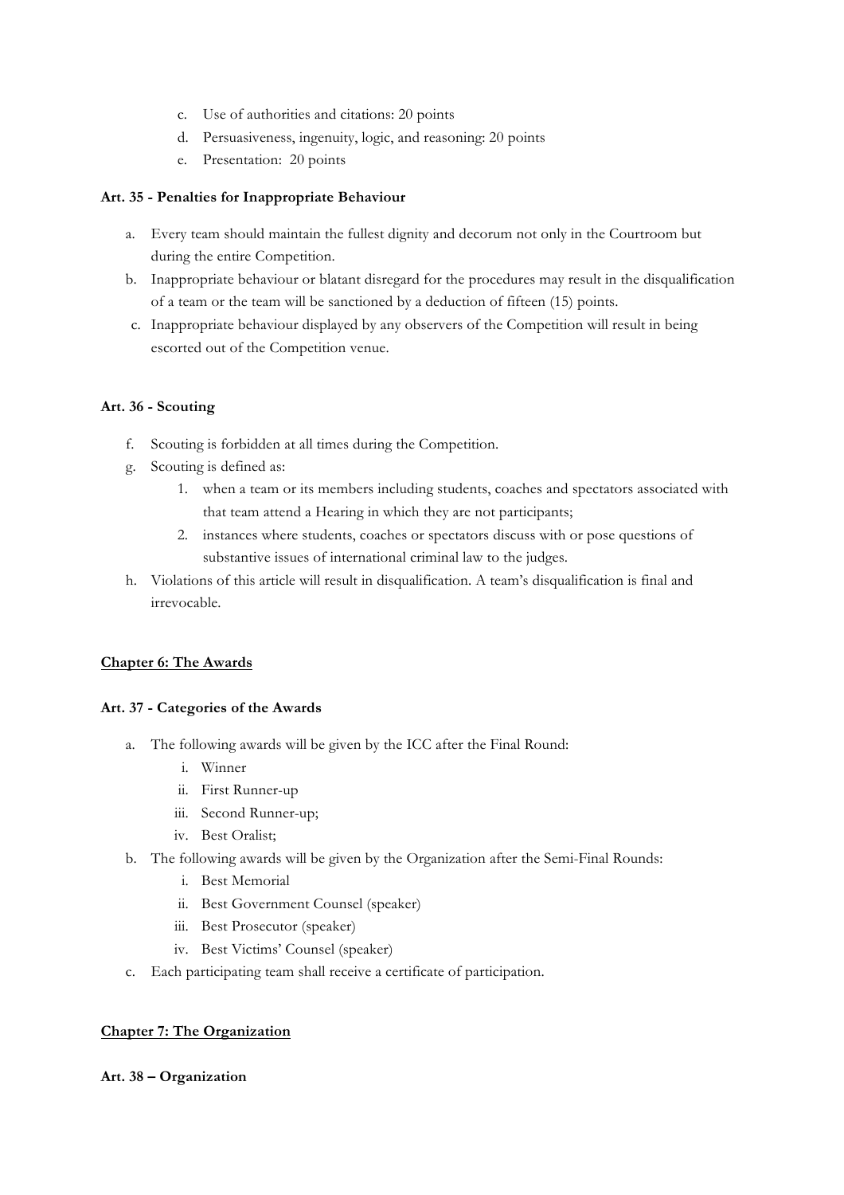c. Use of authorities and citations: 20 points
d. Persuasiveness, ingenuity, logic, and reasoning: 20 points
e. Presentation: 20 points

**Art. 35 - Penalties for Inappropriate Behaviour**

a. Every team should maintain the fullest dignity and decorum not only in the Courtroom but during the entire Competition.
b. Inappropriate behaviour or blatant disregard for the procedures may result in the disqualification of a team or the team will be sanctioned by a deduction of fifteen (15) points.
c. Inappropriate behaviour displayed by any observers of the Competition will result in being escorted out of the Competition venue.

**Art. 36 - Scouting**

f. Scouting is forbidden at all times during the Competition.
g. Scouting is defined as:
   1. when a team or its members including students, coaches and spectators associated with that team attend a Hearing in which they are not participants;
   2. instances where students, coaches or spectators discuss with or pose questions of substantive issues of international criminal law to the judges.
h. Violations of this article will result in disqualification. A team's disqualification is final and irrevocable.

## Chapter 6: The Awards

**Art. 37 - Categories of the Awards**

a. The following awards will be given by the ICC after the Final Round:
   i. Winner
   ii. First Runner-up
   iii. Second Runner-up;
   iv. Best Oralist;
b. The following awards will be given by the Organization after the Semi-Final Rounds:
   i. Best Memorial
   ii. Best Government Counsel (speaker)
   iii. Best Prosecutor (speaker)
   iv. Best Victims' Counsel (speaker)
c. Each participating team shall receive a certificate of participation.

## Chapter 7: The Organization

**Art. 38 – Organization**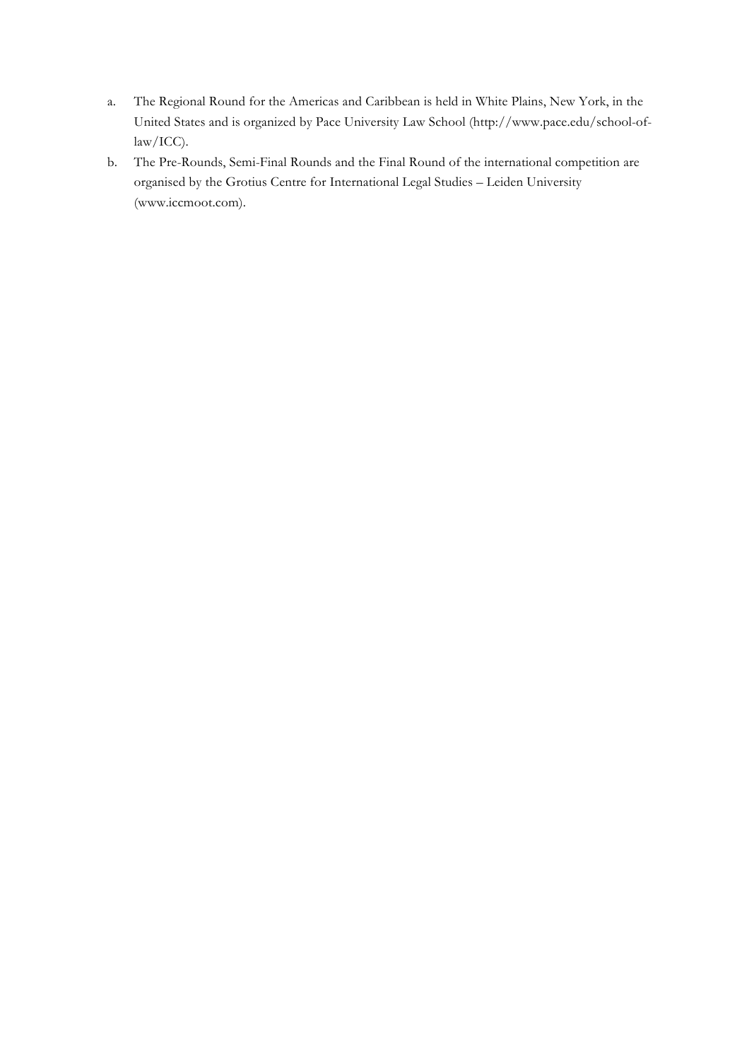a. The Regional Round for the Americas and Caribbean is held in White Plains, New York, in the United States and is organized by Pace University Law School (http://www.pace.edu/school-of-law/ICC).

b. The Pre-Rounds, Semi-Final Rounds and the Final Round of the international competition are organised by the Grotius Centre for International Legal Studies – Leiden University (www.iccmoot.com).